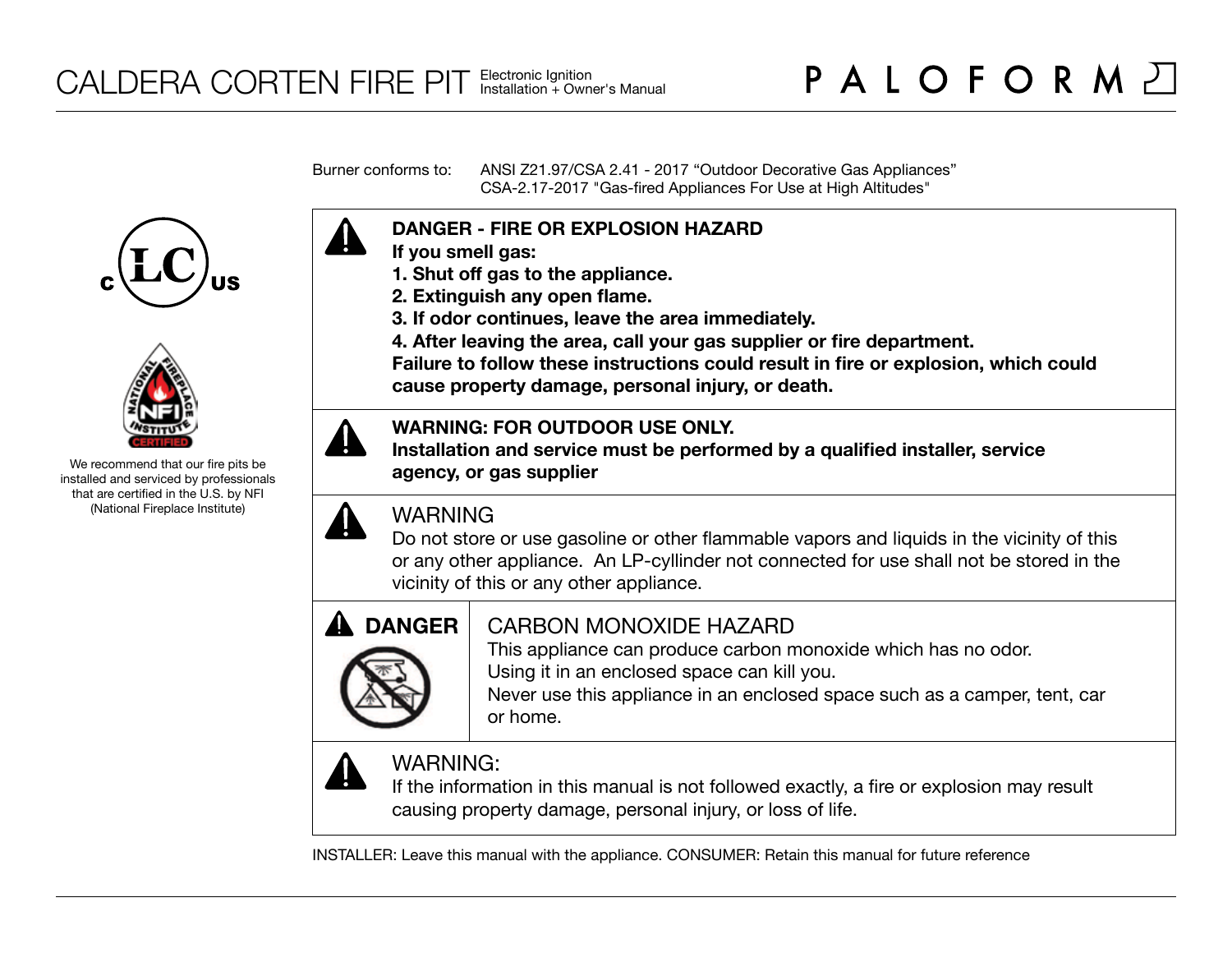# CALDERA CORTEN FIRE PIT

Electronic Ignition
Installation + Owner's Manual

PALOFORM

Burner conforms to: ANSI Z21.97/CSA 2.41 - 2017 “Outdoor Decorative Gas Appliances”
CSA-2.17-2017 "Gas-fired Appliances For Use at High Altitudes"

We recommend that our fire pits be installed and serviced by professionals that are certified in the U.S. by NFI (National Fireplace Institute)

**DANGER - FIRE OR EXPLOSION HAZARD**
**If you smell gas:**
**1. Shut off gas to the appliance.**
**2. Extinguish any open flame.**
**3. If odor continues, leave the area immediately.**
**4. After leaving the area, call your gas supplier or fire department.**
**Failure to follow these instructions could result in fire or explosion, which could cause property damage, personal injury, or death.**

**WARNING: FOR OUTDOOR USE ONLY.**
**Installation and service must be performed by a qualified installer, service agency, or gas supplier**

WARNING
Do not store or use gasoline or other flammable vapors and liquids in the vicinity of this or any other appliance. An LP-cyllinder not connected for use shall not be stored in the vicinity of this or any other appliance.

**DANGER**

CARBON MONOXIDE HAZARD
This appliance can produce carbon monoxide which has no odor.
Using it in an enclosed space can kill you.
Never use this appliance in an enclosed space such as a camper, tent, car or home.

WARNING:
If the information in this manual is not followed exactly, a fire or explosion may result causing property damage, personal injury, or loss of life.

INSTALLER: Leave this manual with the appliance. CONSUMER: Retain this manual for future reference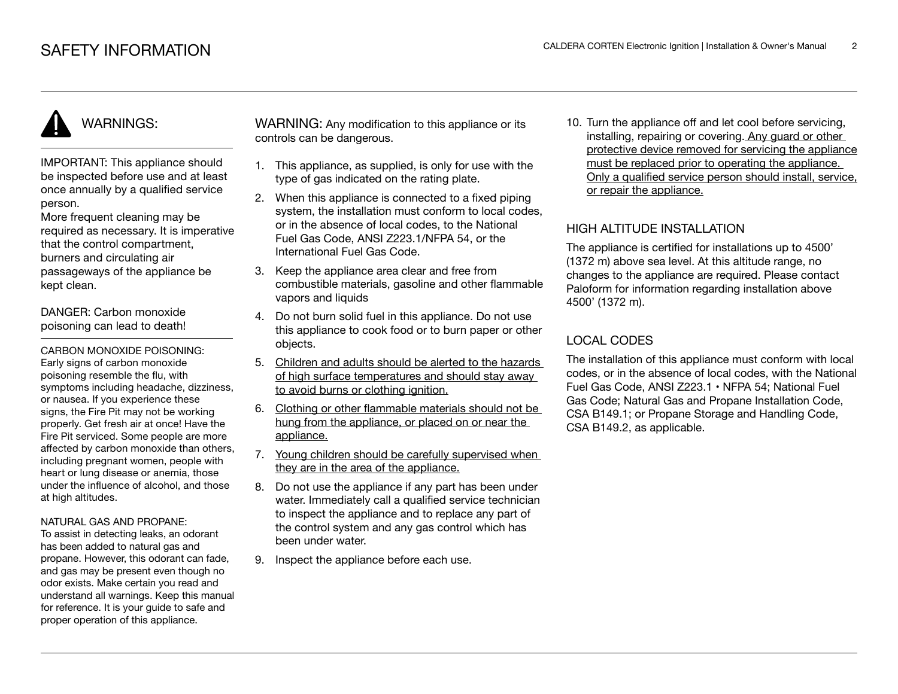# SAFETY INFORMATION

## WARNINGS:

IMPORTANT: This appliance should be inspected before use and at least once annually by a qualified service person.
More frequent cleaning may be required as necessary. It is imperative that the control compartment, burners and circulating air passageways of the appliance be kept clean.

DANGER: Carbon monoxide poisoning can lead to death!

CARBON MONOXIDE POISONING:
Early signs of carbon monoxide poisoning resemble the flu, with symptoms including headache, dizziness, or nausea. If you experience these signs, the Fire Pit may not be working properly. Get fresh air at once! Have the Fire Pit serviced. Some people are more affected by carbon monoxide than others, including pregnant women, people with heart or lung disease or anemia, those under the influence of alcohol, and those at high altitudes.

NATURAL GAS AND PROPANE:
To assist in detecting leaks, an odorant has been added to natural gas and propane. However, this odorant can fade, and gas may be present even though no odor exists. Make certain you read and understand all warnings. Keep this manual for reference. It is your guide to safe and proper operation of this appliance.

WARNING: Any modification to this appliance or its controls can be dangerous.

1. This appliance, as supplied, is only for use with the type of gas indicated on the rating plate.
2. When this appliance is connected to a fixed piping system, the installation must conform to local codes, or in the absence of local codes, to the National Fuel Gas Code, ANSI Z223.1/NFPA 54, or the International Fuel Gas Code.
3. Keep the appliance area clear and free from combustible materials, gasoline and other flammable vapors and liquids
4. Do not burn solid fuel in this appliance. Do not use this appliance to cook food or to burn paper or other objects.
5. Children and adults should be alerted to the hazards of high surface temperatures and should stay away to avoid burns or clothing ignition.
6. Clothing or other flammable materials should not be hung from the appliance, or placed on or near the appliance.
7. Young children should be carefully supervised when they are in the area of the appliance.
8. Do not use the appliance if any part has been under water. Immediately call a qualified service technician to inspect the appliance and to replace any part of the control system and any gas control which has been under water.
9. Inspect the appliance before each use.
10. Turn the appliance off and let cool before servicing, installing, repairing or covering. Any guard or other protective device removed for servicing the appliance must be replaced prior to operating the appliance. Only a qualified service person should install, service, or repair the appliance.

## HIGH ALTITUDE INSTALLATION

The appliance is certified for installations up to 4500' (1372 m) above sea level. At this altitude range, no changes to the appliance are required. Please contact Paloform for information regarding installation above 4500' (1372 m).

## LOCAL CODES

The installation of this appliance must conform with local codes, or in the absence of local codes, with the National Fuel Gas Code, ANSI Z223.1 • NFPA 54; National Fuel Gas Code; Natural Gas and Propane Installation Code, CSA B149.1; or Propane Storage and Handling Code, CSA B149.2, as applicable.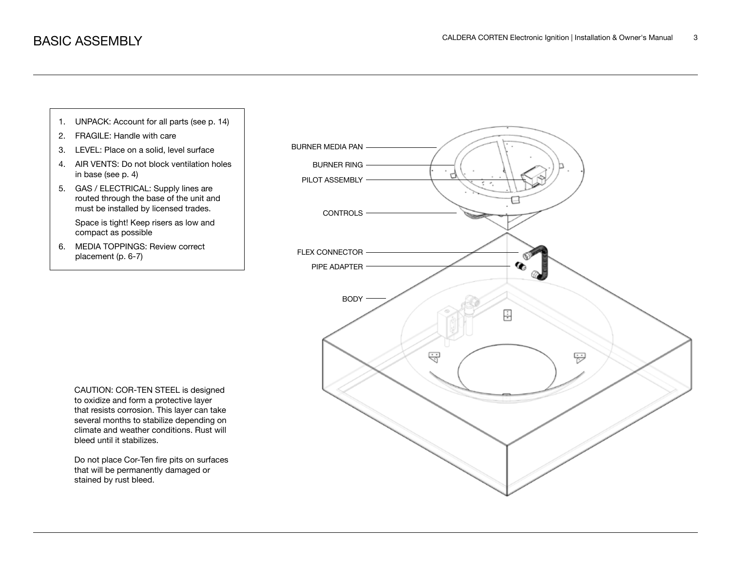# BASIC ASSEMBLY

1. UNPACK: Account for all parts (see p. 14)
2. FRAGILE: Handle with care
3. LEVEL: Place on a solid, level surface
4. AIR VENTS: Do not block ventilation holes in base (see p. 4)
5. GAS / ELECTRICAL: Supply lines are routed through the base of the unit and must be installed by licensed trades.

   Space is tight! Keep risers as low and compact as possible
6. MEDIA TOPPINGS: Review correct placement (p. 6-7)

BURNER MEDIA PAN

BURNER RING

PILOT ASSEMBLY

CONTROLS

FLEX CONNECTOR

PIPE ADAPTER

BODY

CAUTION: COR-TEN STEEL is designed to oxidize and form a protective layer that resists corrosion. This layer can take several months to stabilize depending on climate and weather conditions. Rust will bleed until it stabilizes.

Do not place Cor-Ten fire pits on surfaces that will be permanently damaged or stained by rust bleed.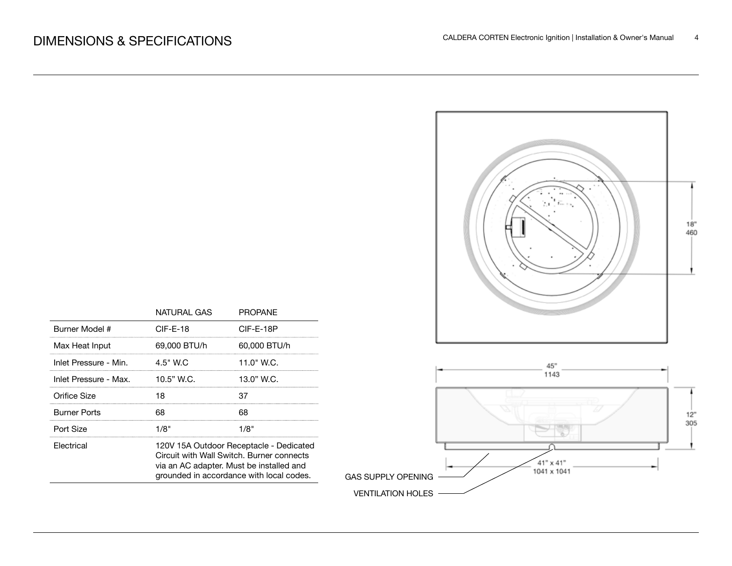# DIMENSIONS & SPECIFICATIONS

| | NATURAL GAS | PROPANE |
|---|---|---|
| Burner Model # | CIF-E-18 | CIF-E-18P |
| Max Heat Input | 69,000 BTU/h | 60,000 BTU/h |
| Inlet Pressure - Min. | 4.5" W.C | 11.0" W.C. |
| Inlet Pressure - Max. | 10.5" W.C. | 13.0" W.C. |
| Orifice Size | 18 | 37 |
| Burner Ports | 68 | 68 |
| Port Size | 1/8" | 1/8" |
| Electrical | 120V 15A Outdoor Receptacle - Dedicated Circuit with Wall Switch. Burner connects via an AC adapter. Must be installed and grounded in accordance with local codes. | |

18"
460

45"
1143

12"
305

41" x 41"
1041 x 1041

GAS SUPPLY OPENING

VENTILATION HOLES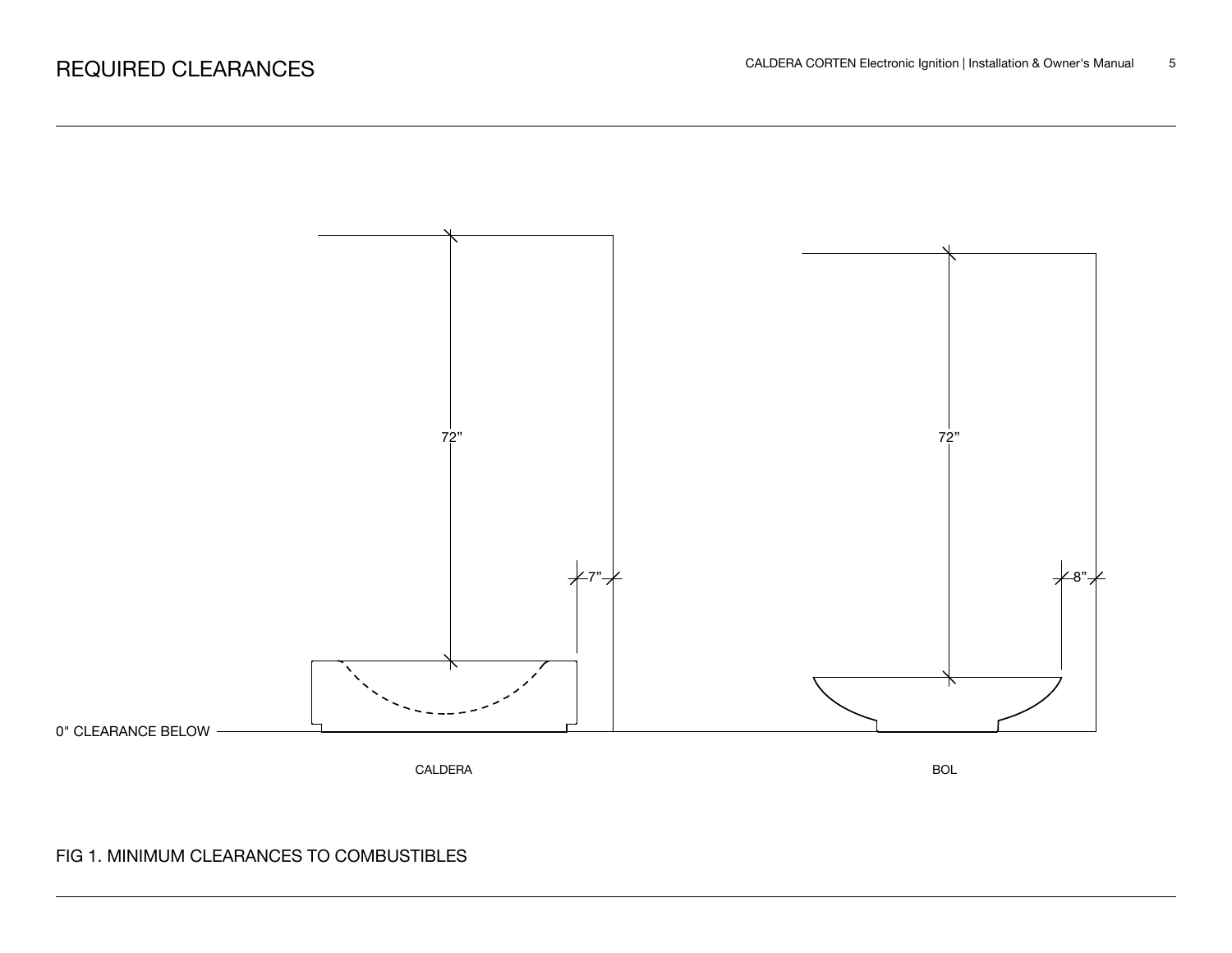# REQUIRED CLEARANCES

72”

72”

7”

8”

0" CLEARANCE BELOW

CALDERA

BOL

FIG 1. MINIMUM CLEARANCES TO COMBUSTIBLES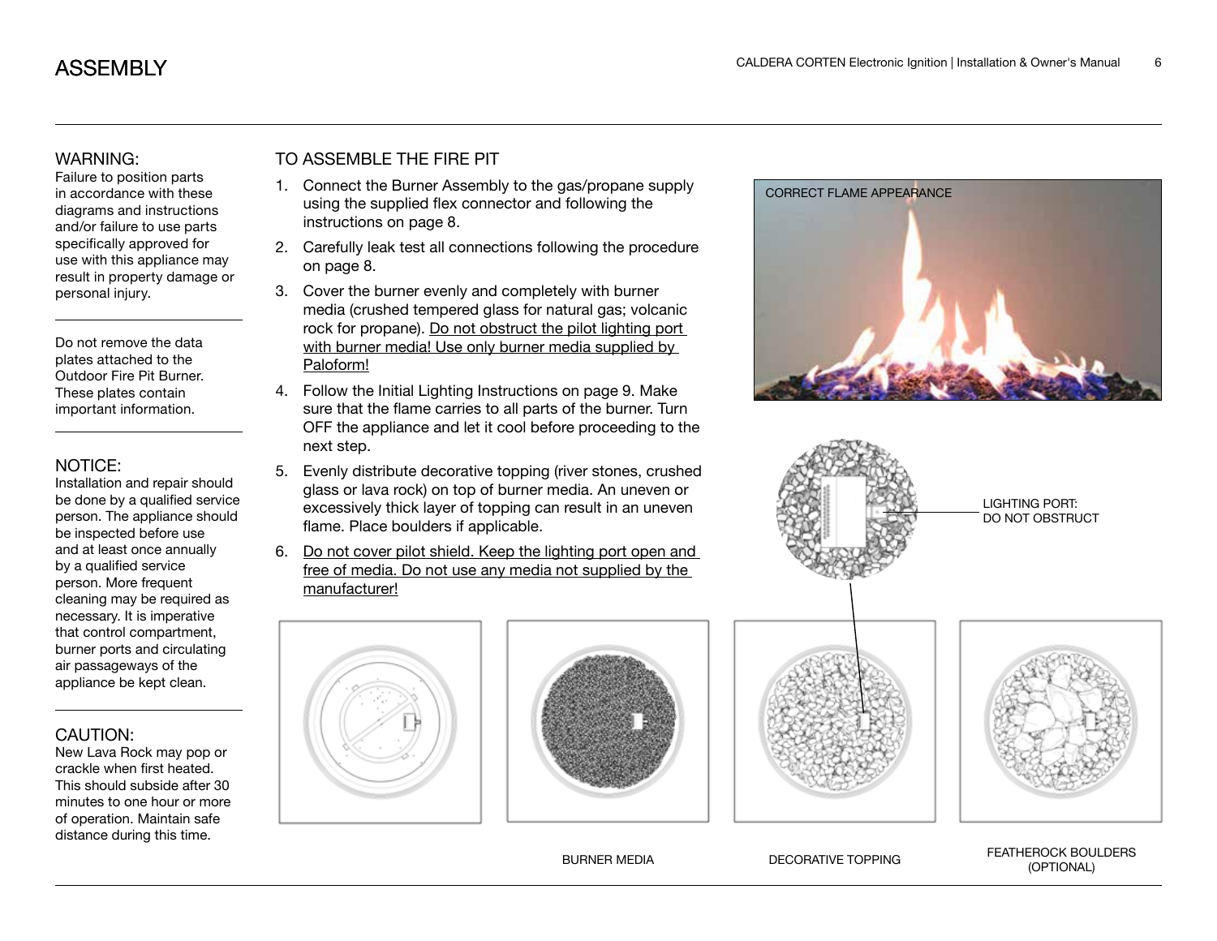# ASSEMBLY

### WARNING:

Failure to position parts in accordance with these diagrams and instructions and/or failure to use parts specifically approved for use with this appliance may result in property damage or personal injury.

---

Do not remove the data plates attached to the Outdoor Fire Pit Burner. These plates contain important information.

---

### NOTICE:

Installation and repair should be done by a qualified service person. The appliance should be inspected before use and at least once annually by a qualified service person. More frequent cleaning may be required as necessary. It is imperative that control compartment, burner ports and circulating air passageways of the appliance be kept clean.

---

### CAUTION:

New Lava Rock may pop or crackle when first heated. This should subside after 30 minutes to one hour or more of operation. Maintain safe distance during this time.

## TO ASSEMBLE THE FIRE PIT

1. Connect the Burner Assembly to the gas/propane supply using the supplied flex connector and following the instructions on page 8.
2. Carefully leak test all connections following the procedure on page 8.
3. Cover the burner evenly and completely with burner media (crushed tempered glass for natural gas; volcanic rock for propane). <u>Do not obstruct the pilot lighting port with burner media! Use only burner media supplied by Paloform!</u>
4. Follow the Initial Lighting Instructions on page 9. Make sure that the flame carries to all parts of the burner. Turn OFF the appliance and let it cool before proceeding to the next step.
5. Evenly distribute decorative topping (river stones, crushed glass or lava rock) on top of burner media. An uneven or excessively thick layer of topping can result in an uneven flame. Place boulders if applicable.
6. <u>Do not cover pilot shield. Keep the lighting port open and free of media. Do not use any media not supplied by the manufacturer!</u>

CORRECT FLAME APPEARANCE

LIGHTING PORT: DO NOT OBSTRUCT

BURNER MEDIA

DECORATIVE TOPPING

FEATHEROCK BOULDERS (OPTIONAL)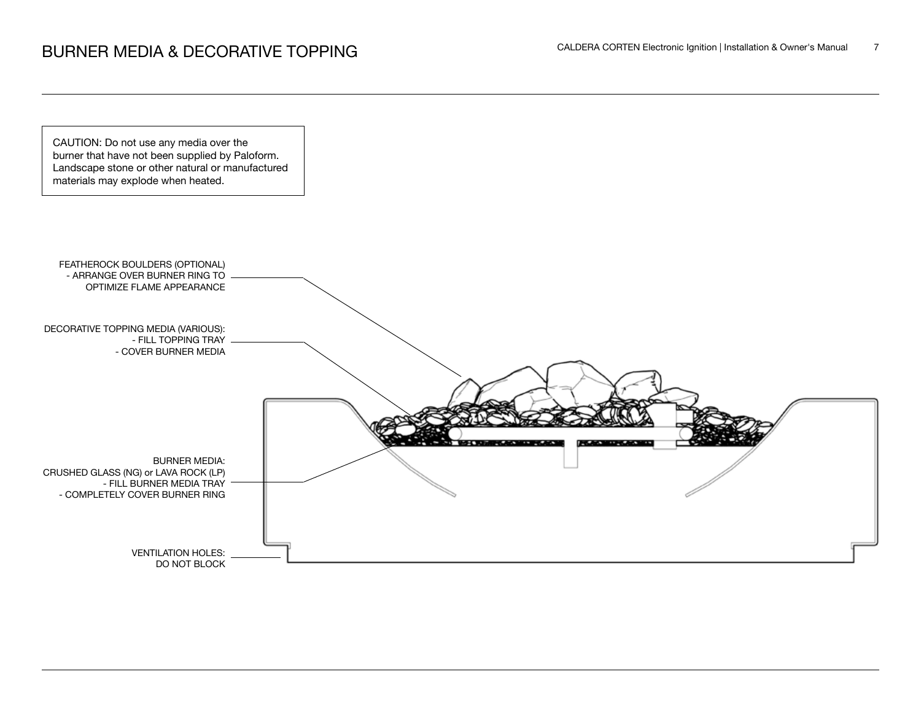# BURNER MEDIA & DECORATIVE TOPPING

CAUTION: Do not use any media over the burner that have not been supplied by Paloform. Landscape stone or other natural or manufactured materials may explode when heated.

FEATHEROCK BOULDERS (OPTIONAL)
- ARRANGE OVER BURNER RING TO OPTIMIZE FLAME APPEARANCE

DECORATIVE TOPPING MEDIA (VARIOUS):
- FILL TOPPING TRAY
- COVER BURNER MEDIA

BURNER MEDIA:
CRUSHED GLASS (NG) or LAVA ROCK (LP)
- FILL BURNER MEDIA TRAY
- COMPLETELY COVER BURNER RING

VENTILATION HOLES:
DO NOT BLOCK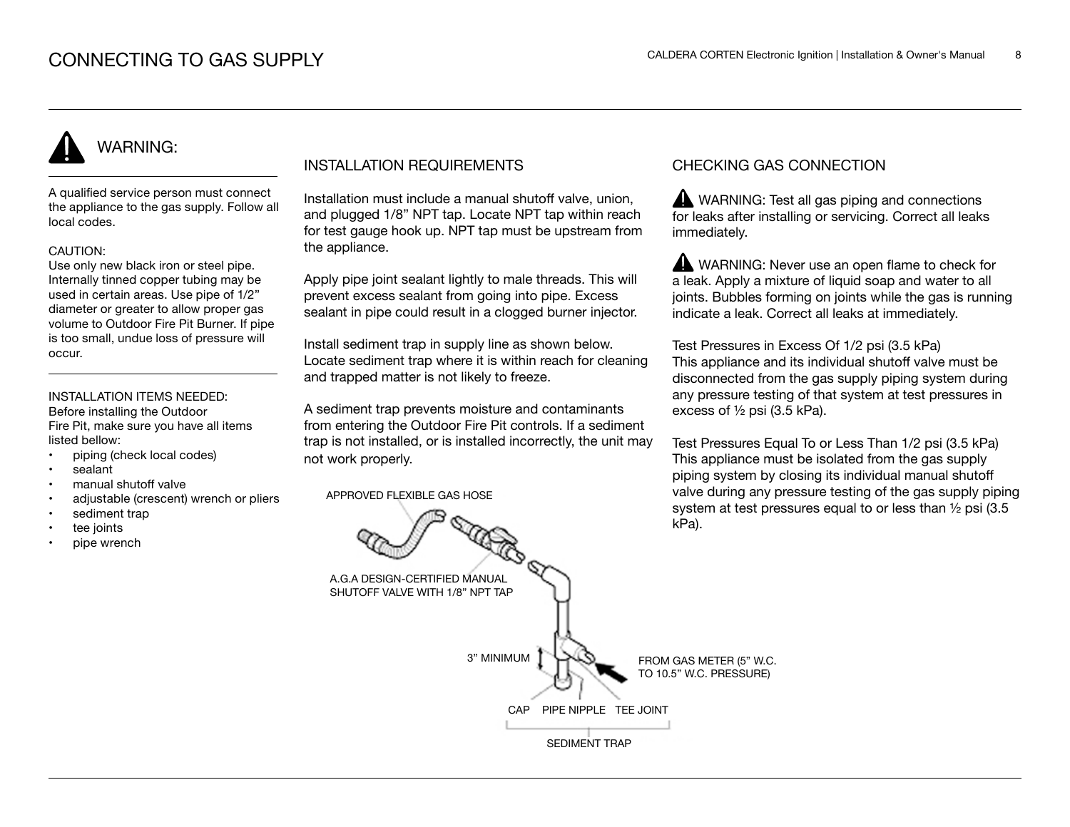# CONNECTING TO GAS SUPPLY

## WARNING:

A qualified service person must connect the appliance to the gas supply. Follow all local codes.

CAUTION:
Use only new black iron or steel pipe. Internally tinned copper tubing may be used in certain areas. Use pipe of 1/2" diameter or greater to allow proper gas volume to Outdoor Fire Pit Burner. If pipe is too small, undue loss of pressure will occur.

INSTALLATION ITEMS NEEDED:
Before installing the Outdoor Fire Pit, make sure you have all items listed bellow:

- piping (check local codes)
- sealant
- manual shutoff valve
- adjustable (crescent) wrench or pliers
- sediment trap
- tee joints
- pipe wrench

## INSTALLATION REQUIREMENTS

Installation must include a manual shutoff valve, union, and plugged 1/8" NPT tap. Locate NPT tap within reach for test gauge hook up. NPT tap must be upstream from the appliance.

Apply pipe joint sealant lightly to male threads. This will prevent excess sealant from going into pipe. Excess sealant in pipe could result in a clogged burner injector.

Install sediment trap in supply line as shown below. Locate sediment trap where it is within reach for cleaning and trapped matter is not likely to freeze.

A sediment trap prevents moisture and contaminants from entering the Outdoor Fire Pit controls. If a sediment trap is not installed, or is installed incorrectly, the unit may not work properly.

APPROVED FLEXIBLE GAS HOSE

A.G.A DESIGN-CERTIFIED MANUAL SHUTOFF VALVE WITH 1/8" NPT TAP

3" MINIMUM

FROM GAS METER (5" W.C. TO 10.5" W.C. PRESSURE)

CAP PIPE NIPPLE TEE JOINT

SEDIMENT TRAP

## CHECKING GAS CONNECTION

WARNING: Test all gas piping and connections for leaks after installing or servicing. Correct all leaks immediately.

WARNING: Never use an open flame to check for a leak. Apply a mixture of liquid soap and water to all joints. Bubbles forming on joints while the gas is running indicate a leak. Correct all leaks at immediately.

Test Pressures in Excess Of 1/2 psi (3.5 kPa)
This appliance and its individual shutoff valve must be disconnected from the gas supply piping system during any pressure testing of that system at test pressures in excess of ½ psi (3.5 kPa).

Test Pressures Equal To or Less Than 1/2 psi (3.5 kPa)
This appliance must be isolated from the gas supply piping system by closing its individual manual shutoff valve during any pressure testing of the gas supply piping system at test pressures equal to or less than ½ psi (3.5 kPa).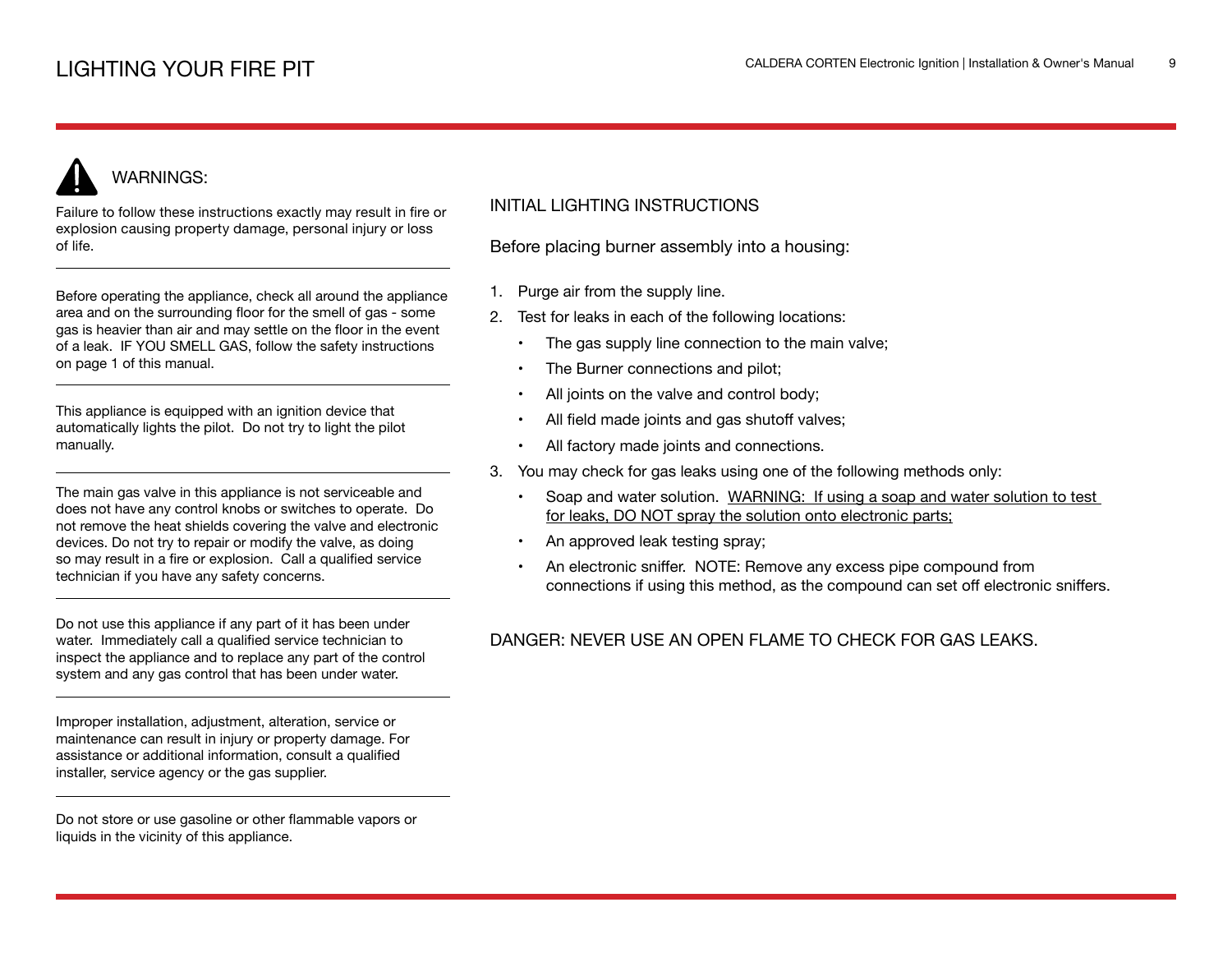# LIGHTING YOUR FIRE PIT

## WARNINGS:

Failure to follow these instructions exactly may result in fire or explosion causing property damage, personal injury or loss of life.

---

Before operating the appliance, check all around the appliance area and on the surrounding floor for the smell of gas - some gas is heavier than air and may settle on the floor in the event of a leak. IF YOU SMELL GAS, follow the safety instructions on page 1 of this manual.

---

This appliance is equipped with an ignition device that automatically lights the pilot. Do not try to light the pilot manually.

---

The main gas valve in this appliance is not serviceable and does not have any control knobs or switches to operate. Do not remove the heat shields covering the valve and electronic devices. Do not try to repair or modify the valve, as doing so may result in a fire or explosion. Call a qualified service technician if you have any safety concerns.

---

Do not use this appliance if any part of it has been under water. Immediately call a qualified service technician to inspect the appliance and to replace any part of the control system and any gas control that has been under water.

---

Improper installation, adjustment, alteration, service or maintenance can result in injury or property damage. For assistance or additional information, consult a qualified installer, service agency or the gas supplier.

---

Do not store or use gasoline or other flammable vapors or liquids in the vicinity of this appliance.

## INITIAL LIGHTING INSTRUCTIONS

Before placing burner assembly into a housing:

1. Purge air from the supply line.
2. Test for leaks in each of the following locations:
   - The gas supply line connection to the main valve;
   - The Burner connections and pilot;
   - All joints on the valve and control body;
   - All field made joints and gas shutoff valves;
   - All factory made joints and connections.
3. You may check for gas leaks using one of the following methods only:
   - Soap and water solution. <u>WARNING: If using a soap and water solution to test for leaks, DO NOT spray the solution onto electronic parts;</u>
   - An approved leak testing spray;
   - An electronic sniffer. NOTE: Remove any excess pipe compound from connections if using this method, as the compound can set off electronic sniffers.

DANGER: NEVER USE AN OPEN FLAME TO CHECK FOR GAS LEAKS.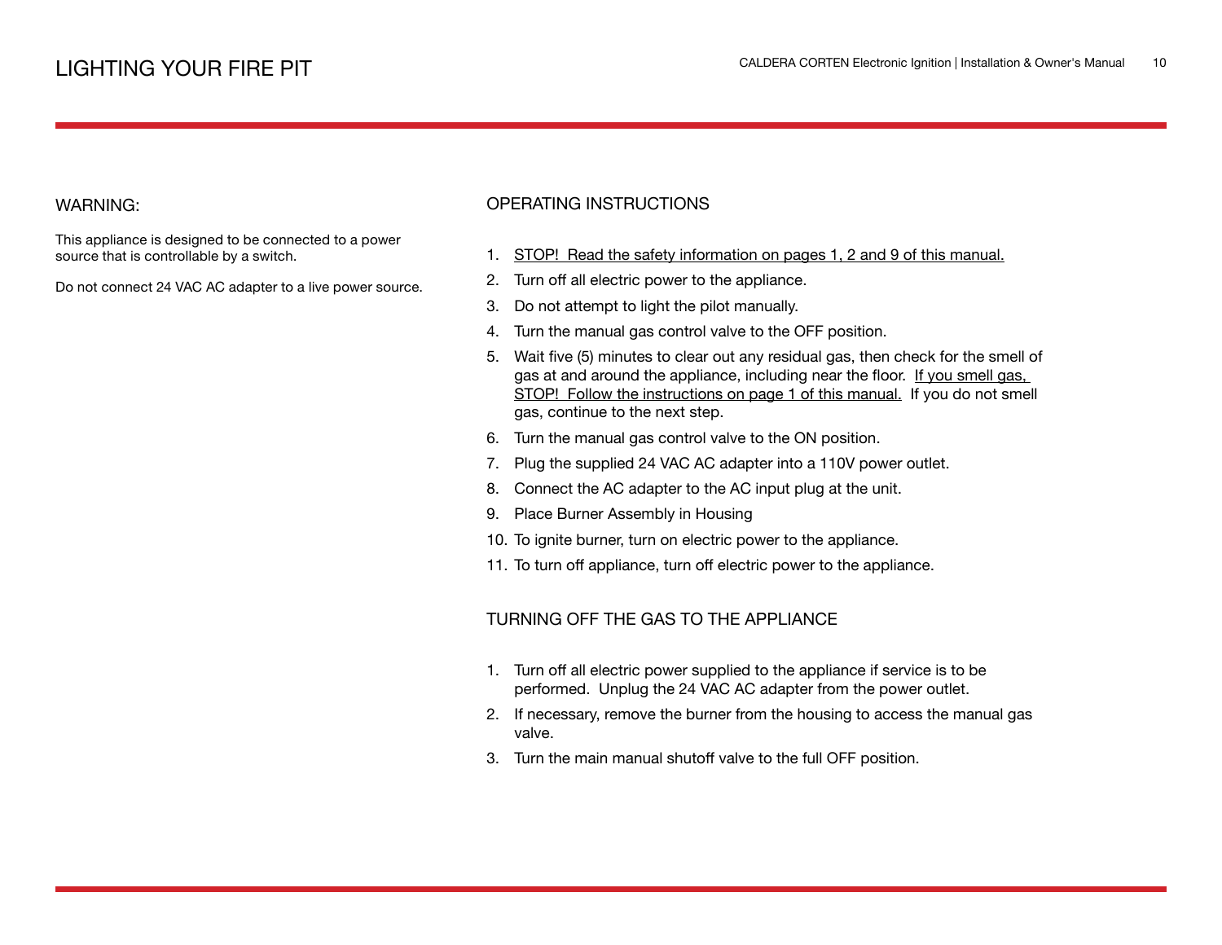# LIGHTING YOUR FIRE PIT

## WARNING:

This appliance is designed to be connected to a power source that is controllable by a switch.

Do not connect 24 VAC AC adapter to a live power source.

## OPERATING INSTRUCTIONS

1. <u>STOP! Read the safety information on pages 1, 2 and 9 of this manual.</u>
2. Turn off all electric power to the appliance.
3. Do not attempt to light the pilot manually.
4. Turn the manual gas control valve to the OFF position.
5. Wait five (5) minutes to clear out any residual gas, then check for the smell of gas at and around the appliance, including near the floor. <u>If you smell gas, STOP! Follow the instructions on page 1 of this manual.</u> If you do not smell gas, continue to the next step.
6. Turn the manual gas control valve to the ON position.
7. Plug the supplied 24 VAC AC adapter into a 110V power outlet.
8. Connect the AC adapter to the AC input plug at the unit.
9. Place Burner Assembly in Housing
10. To ignite burner, turn on electric power to the appliance.
11. To turn off appliance, turn off electric power to the appliance.

## TURNING OFF THE GAS TO THE APPLIANCE

1. Turn off all electric power supplied to the appliance if service is to be performed. Unplug the 24 VAC AC adapter from the power outlet.
2. If necessary, remove the burner from the housing to access the manual gas valve.
3. Turn the main manual shutoff valve to the full OFF position.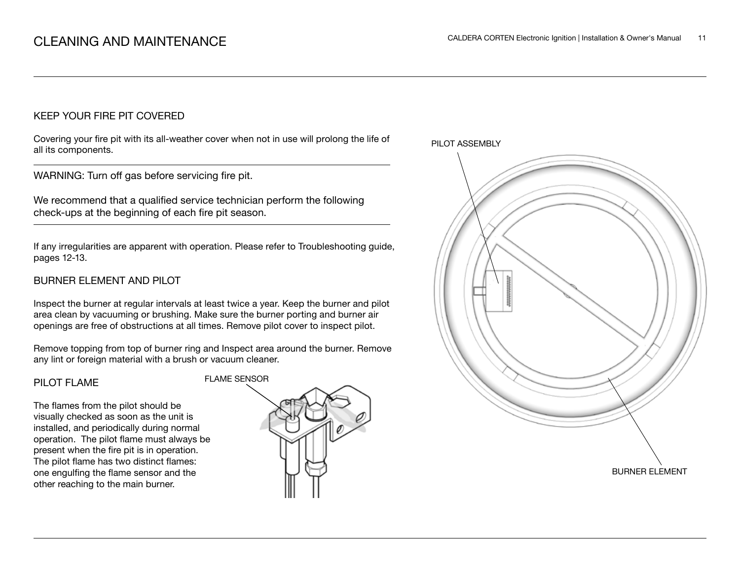# CLEANING AND MAINTENANCE

## KEEP YOUR FIRE PIT COVERED

Covering your fire pit with its all-weather cover when not in use will prolong the life of all its components.

---

WARNING: Turn off gas before servicing fire pit.

We recommend that a qualified service technician perform the following check-ups at the beginning of each fire pit season.

---

If any irregularities are apparent with operation. Please refer to Troubleshooting guide, pages 12-13.

## BURNER ELEMENT AND PILOT

Inspect the burner at regular intervals at least twice a year. Keep the burner and pilot area clean by vacuuming or brushing. Make sure the burner porting and burner air openings are free of obstructions at all times. Remove pilot cover to inspect pilot.

Remove topping from top of burner ring and Inspect area around the burner. Remove any lint or foreign material with a brush or vacuum cleaner.

## PILOT FLAME

The flames from the pilot should be visually checked as soon as the unit is installed, and periodically during normal operation. The pilot flame must always be present when the fire pit is in operation. The pilot flame has two distinct flames: one engulfing the flame sensor and the other reaching to the main burner.

FLAME SENSOR

PILOT ASSEMBLY

BURNER ELEMENT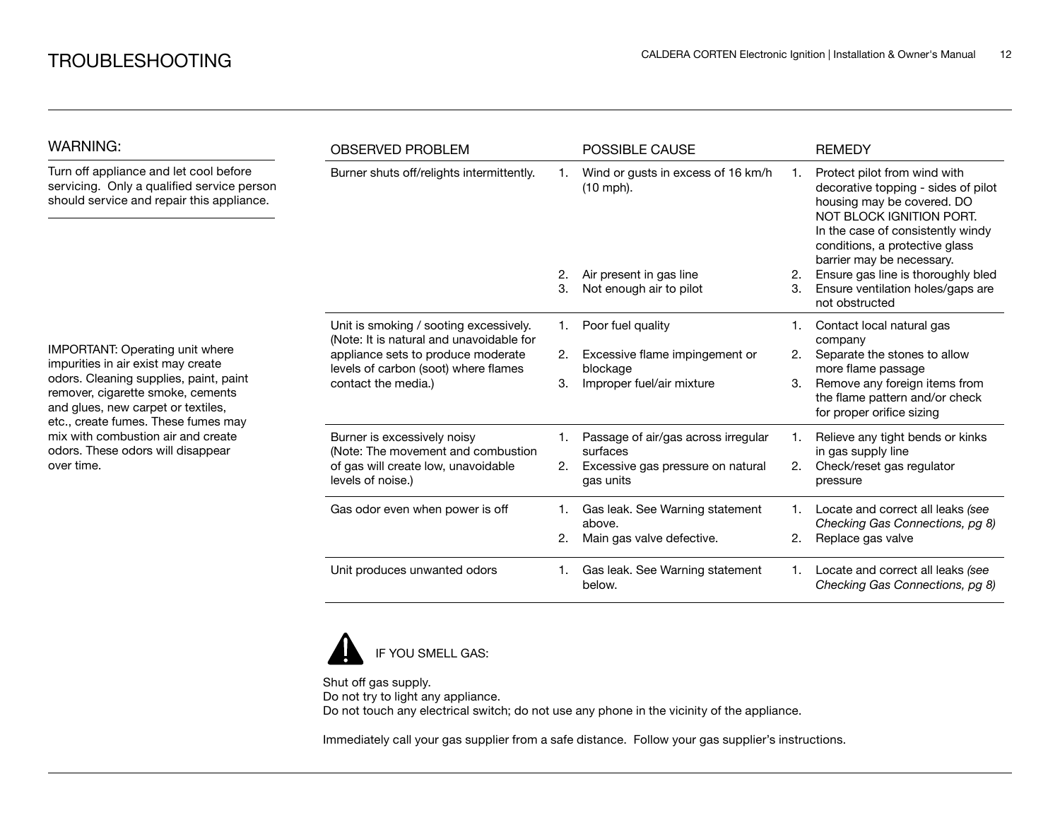# TROUBLESHOOTING

## WARNING:

Turn off appliance and let cool before servicing. Only a qualified service person should service and repair this appliance.

IMPORTANT: Operating unit where impurities in air exist may create odors. Cleaning supplies, paint, paint remover, cigarette smoke, cements and glues, new carpet or textiles, etc., create fumes. These fumes may mix with combustion air and create odors. These odors will disappear over time.

| OBSERVED PROBLEM | POSSIBLE CAUSE | REMEDY |
|---|---|---|
| Burner shuts off/relights intermittently. | 1. Wind or gusts in excess of 16 km/h (10 mph).<br>2. Air present in gas line<br>3. Not enough air to pilot | 1. Protect pilot from wind with decorative topping - sides of pilot housing may be covered. DO NOT BLOCK IGNITION PORT. In the case of consistently windy conditions, a protective glass barrier may be necessary.<br>2. Ensure gas line is thoroughly bled<br>3. Ensure ventilation holes/gaps are not obstructed |
| Unit is smoking / sooting excessively. (Note: It is natural and unavoidable for appliance sets to produce moderate levels of carbon (soot) where flames contact the media.) | 1. Poor fuel quality<br>2. Excessive flame impingement or blockage<br>3. Improper fuel/air mixture | 1. Contact local natural gas company<br>2. Separate the stones to allow more flame passage<br>3. Remove any foreign items from the flame pattern and/or check for proper orifice sizing |
| Burner is excessively noisy (Note: The movement and combustion of gas will create low, unavoidable levels of noise.) | 1. Passage of air/gas across irregular surfaces<br>2. Excessive gas pressure on natural gas units | 1. Relieve any tight bends or kinks in gas supply line<br>2. Check/reset gas regulator pressure |
| Gas odor even when power is off | 1. Gas leak. See Warning statement above.<br>2. Main gas valve defective. | 1. Locate and correct all leaks *(see Checking Gas Connections, pg 8)*<br>2. Replace gas valve |
| Unit produces unwanted odors | 1. Gas leak. See Warning statement below. | 1. Locate and correct all leaks *(see Checking Gas Connections, pg 8)* |

IF YOU SMELL GAS:

Shut off gas supply.
Do not try to light any appliance.
Do not touch any electrical switch; do not use any phone in the vicinity of the appliance.

Immediately call your gas supplier from a safe distance. Follow your gas supplier's instructions.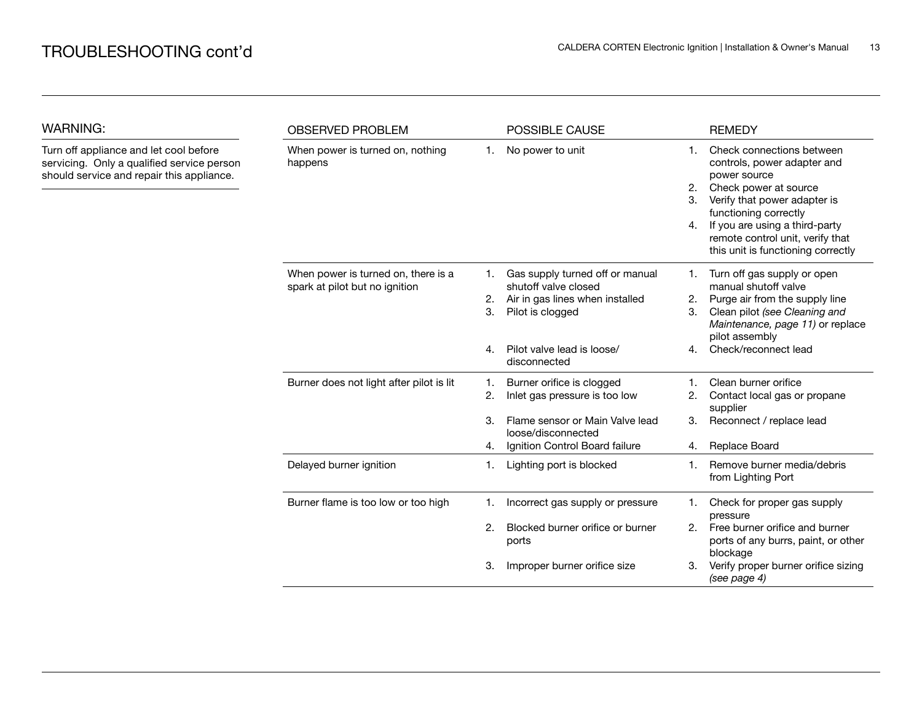# TROUBLESHOOTING cont'd

## WARNING:

Turn off appliance and let cool before servicing. Only a qualified service person should service and repair this appliance.

| OBSERVED PROBLEM | POSSIBLE CAUSE | REMEDY |
|---|---|---|
| When power is turned on, nothing happens | 1. No power to unit | 1. Check connections between controls, power adapter and power source<br>2. Check power at source<br>3. Verify that power adapter is functioning correctly<br>4. If you are using a third-party remote control unit, verify that this unit is functioning correctly |
| When power is turned on, there is a spark at pilot but no ignition | 1. Gas supply turned off or manual shutoff valve closed<br>2. Air in gas lines when installed<br>3. Pilot is clogged<br>4. Pilot valve lead is loose/ disconnected | 1. Turn off gas supply or open manual shutoff valve<br>2. Purge air from the supply line<br>3. Clean pilot *(see Cleaning and Maintenance, page 11)* or replace pilot assembly<br>4. Check/reconnect lead |
| Burner does not light after pilot is lit | 1. Burner orifice is clogged<br>2. Inlet gas pressure is too low<br>3. Flame sensor or Main Valve lead loose/disconnected<br>4. Ignition Control Board failure | 1. Clean burner orifice<br>2. Contact local gas or propane supplier<br>3. Reconnect / replace lead<br>4. Replace Board |
| Delayed burner ignition | 1. Lighting port is blocked | 1. Remove burner media/debris from Lighting Port |
| Burner flame is too low or too high | 1. Incorrect gas supply or pressure<br>2. Blocked burner orifice or burner ports<br>3. Improper burner orifice size | 1. Check for proper gas supply pressure<br>2. Free burner orifice and burner ports of any burrs, paint, or other blockage<br>3. Verify proper burner orifice sizing *(see page 4)* |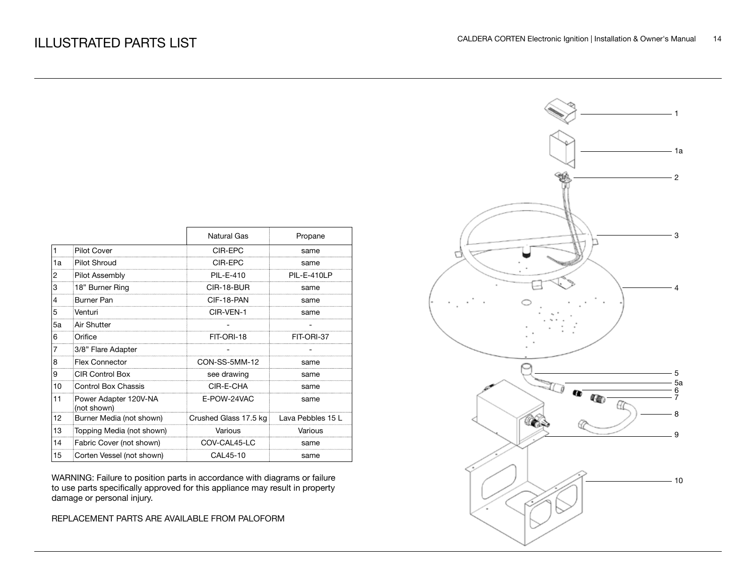# ILLUSTRATED PARTS LIST

| | | Natural Gas | Propane |
|---|---|---|---|
| 1 | Pilot Cover | CIR-EPC | same |
| 1a | Pilot Shroud | CIR-EPC | same |
| 2 | Pilot Assembly | PIL-E-410 | PIL-E-410LP |
| 3 | 18" Burner Ring | CIR-18-BUR | same |
| 4 | Burner Pan | CIF-18-PAN | same |
| 5 | Venturi | CIR-VEN-1 | same |
| 5a | Air Shutter | - | - |
| 6 | Orifice | FIT-ORI-18 | FIT-ORI-37 |
| 7 | 3/8" Flare Adapter | - | - |
| 8 | Flex Connector | CON-SS-5MM-12 | same |
| 9 | CIR Control Box | see drawing | same |
| 10 | Control Box Chassis | CIR-E-CHA | same |
| 11 | Power Adapter 120V-NA (not shown) | E-POW-24VAC | same |
| 12 | Burner Media (not shown) | Crushed Glass 17.5 kg | Lava Pebbles 15 L |
| 13 | Topping Media (not shown) | Various | Various |
| 14 | Fabric Cover (not shown) | COV-CAL45-LC | same |
| 15 | Corten Vessel (not shown) | CAL45-10 | same |

WARNING: Failure to position parts in accordance with diagrams or failure to use parts specifically approved for this appliance may result in property damage or personal injury.

REPLACEMENT PARTS ARE AVAILABLE FROM PALOFORM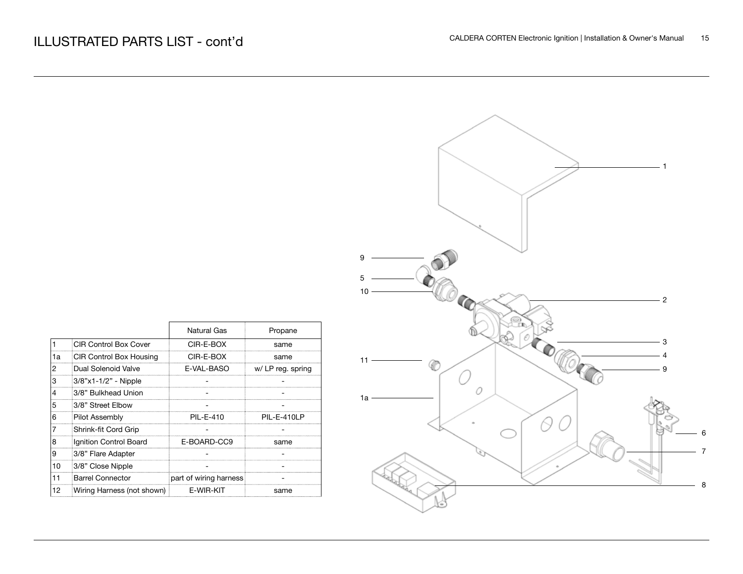# ILLUSTRATED PARTS LIST - cont'd

| | | Natural Gas | Propane |
|---|---|---|---|
| 1 | CIR Control Box Cover | CIR-E-BOX | same |
| 1a | CIR Control Box Housing | CIR-E-BOX | same |
| 2 | Dual Solenoid Valve | E-VAL-BASO | w/ LP reg. spring |
| 3 | 3/8"x1-1/2" - Nipple | - | - |
| 4 | 3/8" Bulkhead Union | - | - |
| 5 | 3/8" Street Elbow | - | - |
| 6 | Pilot Assembly | PIL-E-410 | PIL-E-410LP |
| 7 | Shrink-fit Cord Grip | - | - |
| 8 | Ignition Control Board | E-BOARD-CC9 | same |
| 9 | 3/8" Flare Adapter | - | - |
| 10 | 3/8" Close Nipple | - | - |
| 11 | Barrel Connector | part of wiring harness | - |
| 12 | Wiring Harness (not shown) | E-WIR-KIT | same |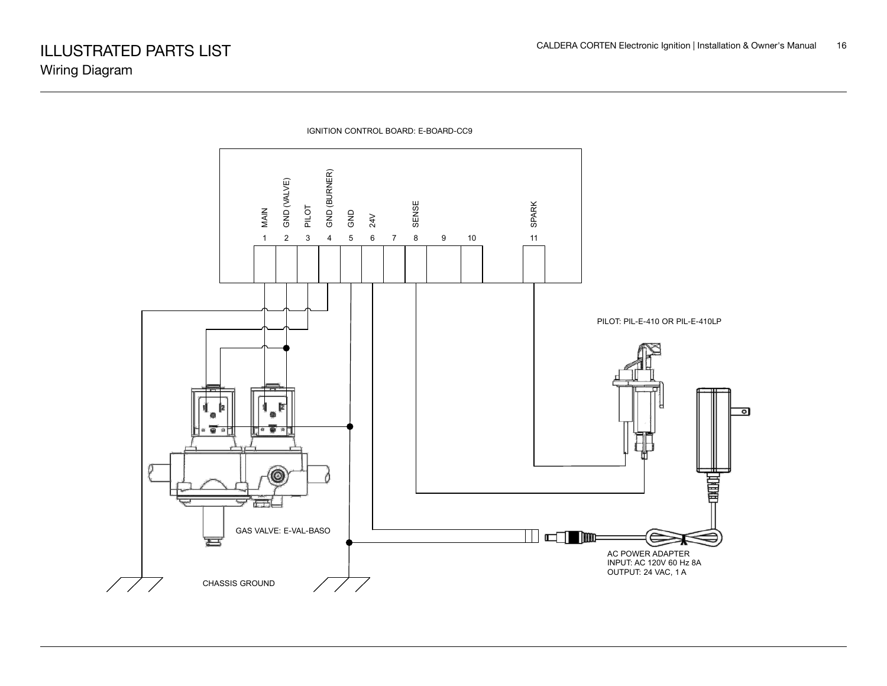# ILLUSTRATED PARTS LIST

## Wiring Diagram

IGNITION CONTROL BOARD: E-BOARD-CC9

MAIN | GND (VALVE) | PILOT | GND (BURNER) | GND | 24V | SENSE | SPARK

1 2 3 4 5 6 7 8 9 10 11

PILOT: PIL-E-410 OR PIL-E-410LP

GAS VALVE: E-VAL-BASO

AC POWER ADAPTER
INPUT: AC 120V 60 Hz 8A
OUTPUT: 24 VAC, 1 A

CHASSIS GROUND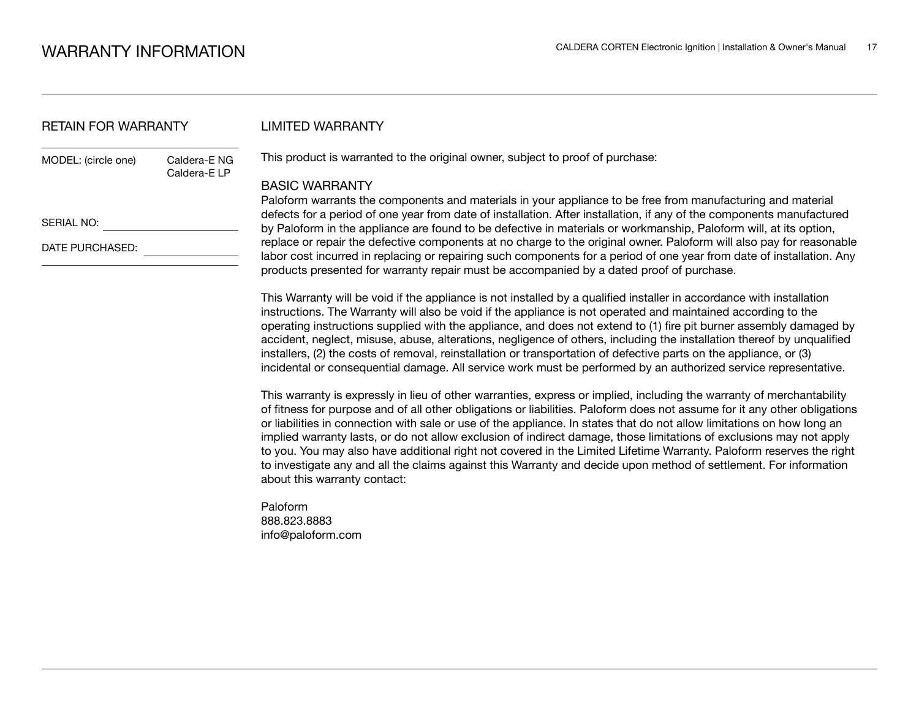# WARRANTY INFORMATION

## RETAIN FOR WARRANTY

| | |
|---|---|
| MODEL: (circle one) | Caldera-E NG<br>Caldera-E LP |
| SERIAL NO: | |
| DATE PURCHASED: | |

## LIMITED WARRANTY

This product is warranted to the original owner, subject to proof of purchase:

### BASIC WARRANTY

Paloform warrants the components and materials in your appliance to be free from manufacturing and material defects for a period of one year from date of installation. After installation, if any of the components manufactured by Paloform in the appliance are found to be defective in materials or workmanship, Paloform will, at its option, replace or repair the defective components at no charge to the original owner. Paloform will also pay for reasonable labor cost incurred in replacing or repairing such components for a period of one year from date of installation. Any products presented for warranty repair must be accompanied by a dated proof of purchase.

This Warranty will be void if the appliance is not installed by a qualified installer in accordance with installation instructions. The Warranty will also be void if the appliance is not operated and maintained according to the operating instructions supplied with the appliance, and does not extend to (1) fire pit burner assembly damaged by accident, neglect, misuse, abuse, alterations, negligence of others, including the installation thereof by unqualified installers, (2) the costs of removal, reinstallation or transportation of defective parts on the appliance, or (3) incidental or consequential damage. All service work must be performed by an authorized service representative.

This warranty is expressly in lieu of other warranties, express or implied, including the warranty of merchantability of fitness for purpose and of all other obligations or liabilities. Paloform does not assume for it any other obligations or liabilities in connection with sale or use of the appliance. In states that do not allow limitations on how long an implied warranty lasts, or do not allow exclusion of indirect damage, those limitations of exclusions may not apply to you. You may also have additional right not covered in the Limited Lifetime Warranty. Paloform reserves the right to investigate any and all the claims against this Warranty and decide upon method of settlement. For information about this warranty contact:

Paloform
888.823.8883
info@paloform.com